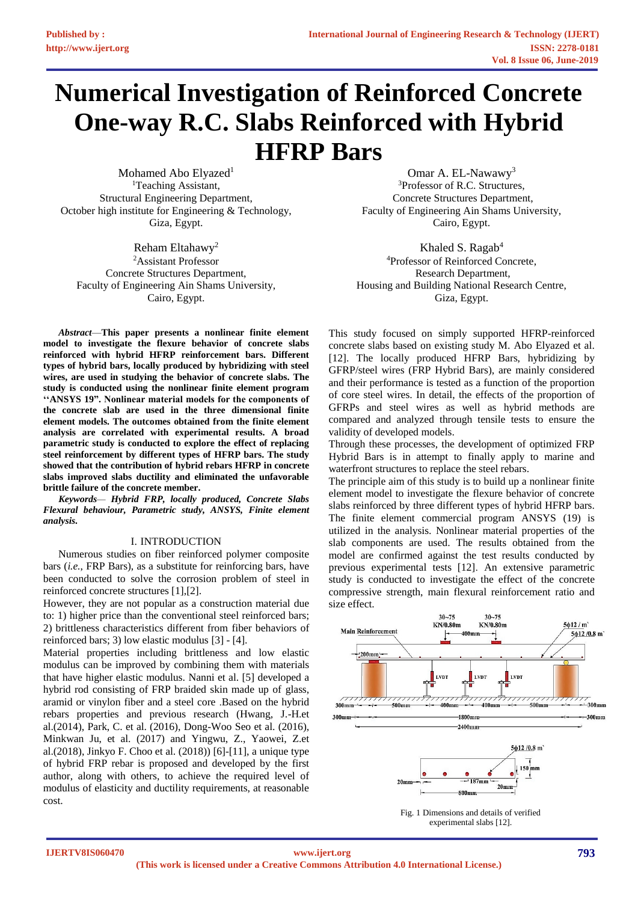# Numerical Investigation of Reinforced Concrete One-way R.C. Slabs Reinforced with Hybrid HFRP Bars

Mohamed Abo Elyazed[1]
[1]Teaching Assistant,
Structural Engineering Department,
October high institute for Engineering & Technology,
Giza, Egypt.

Omar A. EL-Nawawy[3]
[3]Professor of R.C. Structures,
Concrete Structures Department,
Faculty of Engineering Ain Shams University,
Cairo, Egypt.

Reham Eltahawy[2]
[2]Assistant Professor
Concrete Structures Department,
Faculty of Engineering Ain Shams University,
Cairo, Egypt.

Khaled S. Ragab[4]
[4]Professor of Reinforced Concrete,
Research Department,
Housing and Building National Research Centre,
Giza, Egypt.

***Abstract*—This paper presents a nonlinear finite element model to investigate the flexure behavior of concrete slabs reinforced with hybrid HFRP reinforcement bars. Different types of hybrid bars, locally produced by hybridizing with steel wires, are used in studying the behavior of concrete slabs. The study is conducted using the nonlinear finite element program ''ANSYS 19". Nonlinear material models for the components of the concrete slab are used in the three dimensional finite element models. The outcomes obtained from the finite element analysis are correlated with experimental results. A broad parametric study is conducted to explore the effect of replacing steel reinforcement by different types of HFRP bars. The study showed that the contribution of hybrid rebars HFRP in concrete slabs improved slabs ductility and eliminated the unfavorable brittle failure of the concrete member.**

***Keywords*— Hybrid FRP, locally produced, Concrete Slabs Flexural behaviour, Parametric study, ANSYS, Finite element analysis.**

## I. INTRODUCTION

Numerous studies on fiber reinforced polymer composite bars (*i.e.*, FRP Bars), as a substitute for reinforcing bars, have been conducted to solve the corrosion problem of steel in reinforced concrete structures [1],[2].

However, they are not popular as a construction material due to: 1) higher price than the conventional steel reinforced bars; 2) brittleness characteristics different from fiber behaviors of reinforced bars; 3) low elastic modulus [3] - [4].

Material properties including brittleness and low elastic modulus can be improved by combining them with materials that have higher elastic modulus. Nanni et al. [5] developed a hybrid rod consisting of FRP braided skin made up of glass, aramid or vinylon fiber and a steel core .Based on the hybrid rebars properties and previous research (Hwang, J.-H.et al.(2014), Park, C. et al. (2016), Dong-Woo Seo et al. (2016), Minkwan Ju, et al. (2017) and Yingwu, Z., Yaowei, Z.et al.(2018), Jinkyo F. Choo et al. (2018)) [6]-[11], a unique type of hybrid FRP rebar is proposed and developed by the first author, along with others, to achieve the required level of modulus of elasticity and ductility requirements, at reasonable cost.

This study focused on simply supported HFRP-reinforced concrete slabs based on existing study M. Abo Elyazed et al. [12]. The locally produced HFRP Bars, hybridizing by GFRP/steel wires (FRP Hybrid Bars), are mainly considered and their performance is tested as a function of the proportion of core steel wires. In detail, the effects of the proportion of GFRPs and steel wires as well as hybrid methods are compared and analyzed through tensile tests to ensure the validity of developed models.

Through these processes, the development of optimized FRP Hybrid Bars is in attempt to finally apply to marine and waterfront structures to replace the steel rebars.

The principle aim of this study is to build up a nonlinear finite element model to investigate the flexure behavior of concrete slabs reinforced by three different types of hybrid HFRP bars. The finite element commercial program ANSYS (19) is utilized in the analysis. Nonlinear material properties of the slab components are used. The results obtained from the model are confirmed against the test results conducted by previous experimental tests [12]. An extensive parametric study is conducted to investigate the effect of the concrete compressive strength, main flexural reinforcement ratio and size effect.

Fig. 1 Dimensions and details of verified experimental slabs [12].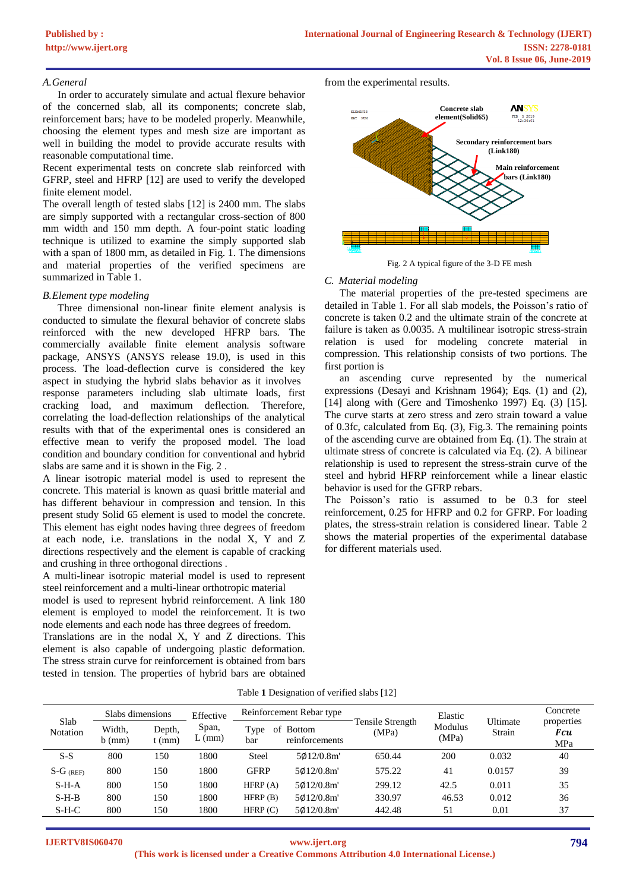### A. General

In order to accurately simulate and actual flexure behavior of the concerned slab, all its components; concrete slab, reinforcement bars; have to be modeled properly. Meanwhile, choosing the element types and mesh size are important as well in building the model to provide accurate results with reasonable computational time.

Recent experimental tests on concrete slab reinforced with GFRP, steel and HFRP [12] are used to verify the developed finite element model.

The overall length of tested slabs [12] is 2400 mm. The slabs are simply supported with a rectangular cross-section of 800 mm width and 150 mm depth. A four-point static loading technique is utilized to examine the simply supported slab with a span of 1800 mm, as detailed in Fig. 1. The dimensions and material properties of the verified specimens are summarized in Table 1.

### B. Element type modeling

Three dimensional non-linear finite element analysis is conducted to simulate the flexural behavior of concrete slabs reinforced with the new developed HFRP bars. The commercially available finite element analysis software package, ANSYS (ANSYS release 19.0), is used in this process. The load-deflection curve is considered the key aspect in studying the hybrid slabs behavior as it involves response parameters including slab ultimate loads, first cracking load, and maximum deflection. Therefore, correlating the load-deflection relationships of the analytical results with that of the experimental ones is considered an effective mean to verify the proposed model. The load condition and boundary condition for conventional and hybrid slabs are same and it is shown in the Fig. 2 .

A linear isotropic material model is used to represent the concrete. This material is known as quasi brittle material and has different behaviour in compression and tension. In this present study Solid 65 element is used to model the concrete. This element has eight nodes having three degrees of freedom at each node, i.e. translations in the nodal X, Y and Z directions respectively and the element is capable of cracking and crushing in three orthogonal directions .

A multi-linear isotropic material model is used to represent steel reinforcement and a multi-linear orthotropic material model is used to represent hybrid reinforcement. A link 180 element is employed to model the reinforcement. It is two node elements and each node has three degrees of freedom. Translations are in the nodal X, Y and Z directions. This element is also capable of undergoing plastic deformation. The stress strain curve for reinforcement is obtained from bars tested in tension. The properties of hybrid bars are obtained from the experimental results.

Fig. 2 A typical figure of the 3-D FE mesh

### C. Material modeling

The material properties of the pre-tested specimens are detailed in Table 1. For all slab models, the Poisson's ratio of concrete is taken 0.2 and the ultimate strain of the concrete at failure is taken as 0.0035. A multilinear isotropic stress-strain relation is used for modeling concrete material in compression. This relationship consists of two portions. The first portion is

an ascending curve represented by the numerical expressions (Desayi and Krishnam 1964); Eqs. (1) and (2), [14] along with (Gere and Timoshenko 1997) Eq. (3) [15]. The curve starts at zero stress and zero strain toward a value of 0.3fc, calculated from Eq. (3), Fig.3. The remaining points of the ascending curve are obtained from Eq. (1). The strain at ultimate stress of concrete is calculated via Eq. (2). A bilinear relationship is used to represent the stress-strain curve of the steel and hybrid HFRP reinforcement while a linear elastic behavior is used for the GFRP rebars.

The Poisson's ratio is assumed to be 0.3 for steel reinforcement, 0.25 for HFRP and 0.2 for GFRP. For loading plates, the stress-strain relation is considered linear. Table 2 shows the material properties of the experimental database for different materials used.

Table **1** Designation of verified slabs [12]

| Slab Notation | Slabs dimensions | | Effective Span, L (mm) | Reinforcement Rebar type | | Tensile Strength (MPa) | Elastic Modulus (MPa) | Ultimate Strain | Concrete properties ***Fcu*** MPa |
|---|---|---|---|---|---|---|---|---|---|
| | Width, b (mm) | Depth, t (mm) | | Type of bar | Bottom reinforcements | | | | |
| S-S | 800 | 150 | 1800 | Steel | 5Ø12/0.8m' | 650.44 | 200 | 0.032 | 40 |
| S-G (REF) | 800 | 150 | 1800 | GFRP | 5Ø12/0.8m' | 575.22 | 41 | 0.0157 | 39 |
| S-H-A | 800 | 150 | 1800 | HFRP (A) | 5Ø12/0.8m' | 299.12 | 42.5 | 0.011 | 35 |
| S-H-B | 800 | 150 | 1800 | HFRP (B) | 5Ø12/0.8m' | 330.97 | 46.53 | 0.012 | 36 |
| S-H-C | 800 | 150 | 1800 | HFRP (C) | 5Ø12/0.8m' | 442.48 | 51 | 0.01 | 37 |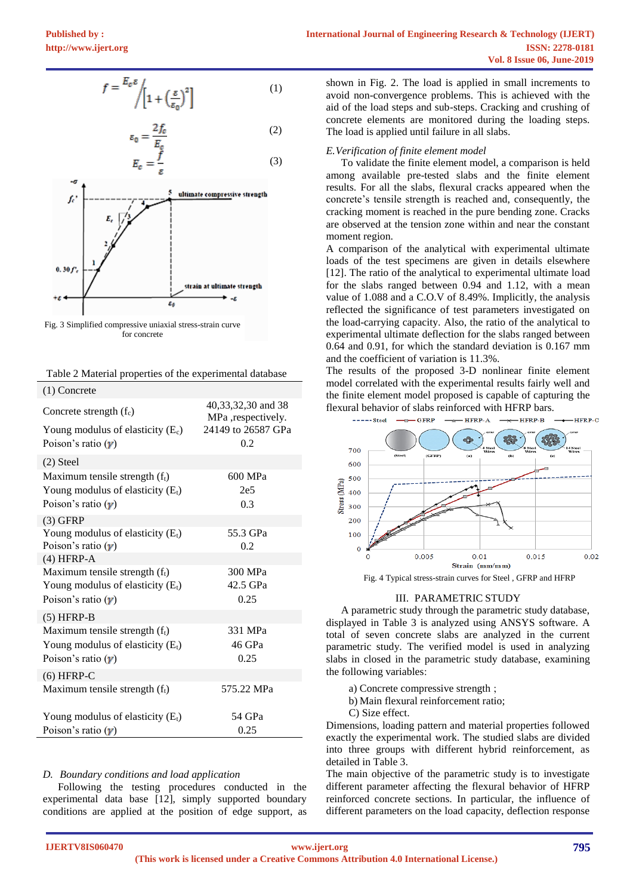$$f = \frac{E_c \varepsilon}{1 + \left(\frac{\varepsilon}{\varepsilon_0}\right)^2} \quad (1)$$

$$\varepsilon_0 = \frac{2 f_c}{E_c} \quad (2)$$

$$E_c = \frac{f}{\varepsilon} \quad (3)$$

Fig. 3 Simplified compressive uniaxial stress-strain curve for concrete

Table 2 Material properties of the experimental database

| (1) Concrete | |
|---|---|
| Concrete strength ($f_c$) | 40,33,32,30 and 38 MPa ,respectively. |
| Young modulus of elasticity ($E_c$) | 24149 to 26587 GPa |
| Poison's ratio ($\gamma$) | 0.2 |
| (2) Steel | |
| Maximum tensile strength ($f_t$) | 600 MPa |
| Young modulus of elasticity ($E_t$) | 2e5 |
| Poison's ratio ($\gamma$) | 0.3 |
| (3) GFRP | |
| Young modulus of elasticity ($E_t$) | 55.3 GPa |
| Poison's ratio ($\gamma$) | 0.2 |
| (4) HFRP-A | |
| Maximum tensile strength ($f_t$) | 300 MPa |
| Young modulus of elasticity ($E_t$) | 42.5 GPa |
| Poison's ratio ($\gamma$) | 0.25 |
| (5) HFRP-B | |
| Maximum tensile strength ($f_t$) | 331 MPa |
| Young modulus of elasticity ($E_t$) | 46 GPa |
| Poison's ratio ($\gamma$) | 0.25 |
| (6) HFRP-C | |
| Maximum tensile strength ($f_t$) | 575.22 MPa |
| Young modulus of elasticity ($E_t$) | 54 GPa |
| Poison's ratio ($\gamma$) | 0.25 |

*D. Boundary conditions and load application*

Following the testing procedures conducted in the experimental data base [12], simply supported boundary conditions are applied at the position of edge support, as shown in Fig. 2. The load is applied in small increments to avoid non-convergence problems. This is achieved with the aid of the load steps and sub-steps. Cracking and crushing of concrete elements are monitored during the loading steps. The load is applied until failure in all slabs.

*E. Verification of finite element model*

To validate the finite element model, a comparison is held among available pre-tested slabs and the finite element results. For all the slabs, flexural cracks appeared when the concrete's tensile strength is reached and, consequently, the cracking moment is reached in the pure bending zone. Cracks are observed at the tension zone within and near the constant moment region.

A comparison of the analytical with experimental ultimate loads of the test specimens are given in details elsewhere [12]. The ratio of the analytical to experimental ultimate load for the slabs ranged between 0.94 and 1.12, with a mean value of 1.088 and a C.O.V of 8.49%. Implicitly, the analysis reflected the significance of test parameters investigated on the load-carrying capacity. Also, the ratio of the analytical to experimental ultimate deflection for the slabs ranged between 0.64 and 0.91, for which the standard deviation is 0.167 mm and the coefficient of variation is 11.3%.

The results of the proposed 3-D nonlinear finite element model correlated with the experimental results fairly well and the finite element model proposed is capable of capturing the flexural behavior of slabs reinforced with HFRP bars.

Fig. 4 Typical stress-strain curves for Steel , GFRP and HFRP

## III. PARAMETRIC STUDY

A parametric study through the parametric study database, displayed in Table 3 is analyzed using ANSYS software. A total of seven concrete slabs are analyzed in the current parametric study. The verified model is used in analyzing slabs in closed in the parametric study database, examining the following variables:

a) Concrete compressive strength ;
b) Main flexural reinforcement ratio;
C) Size effect.

Dimensions, loading pattern and material properties followed exactly the experimental work. The studied slabs are divided into three groups with different hybrid reinforcement, as detailed in Table 3.

The main objective of the parametric study is to investigate different parameter affecting the flexural behavior of HFRP reinforced concrete sections. In particular, the influence of different parameters on the load capacity, deflection response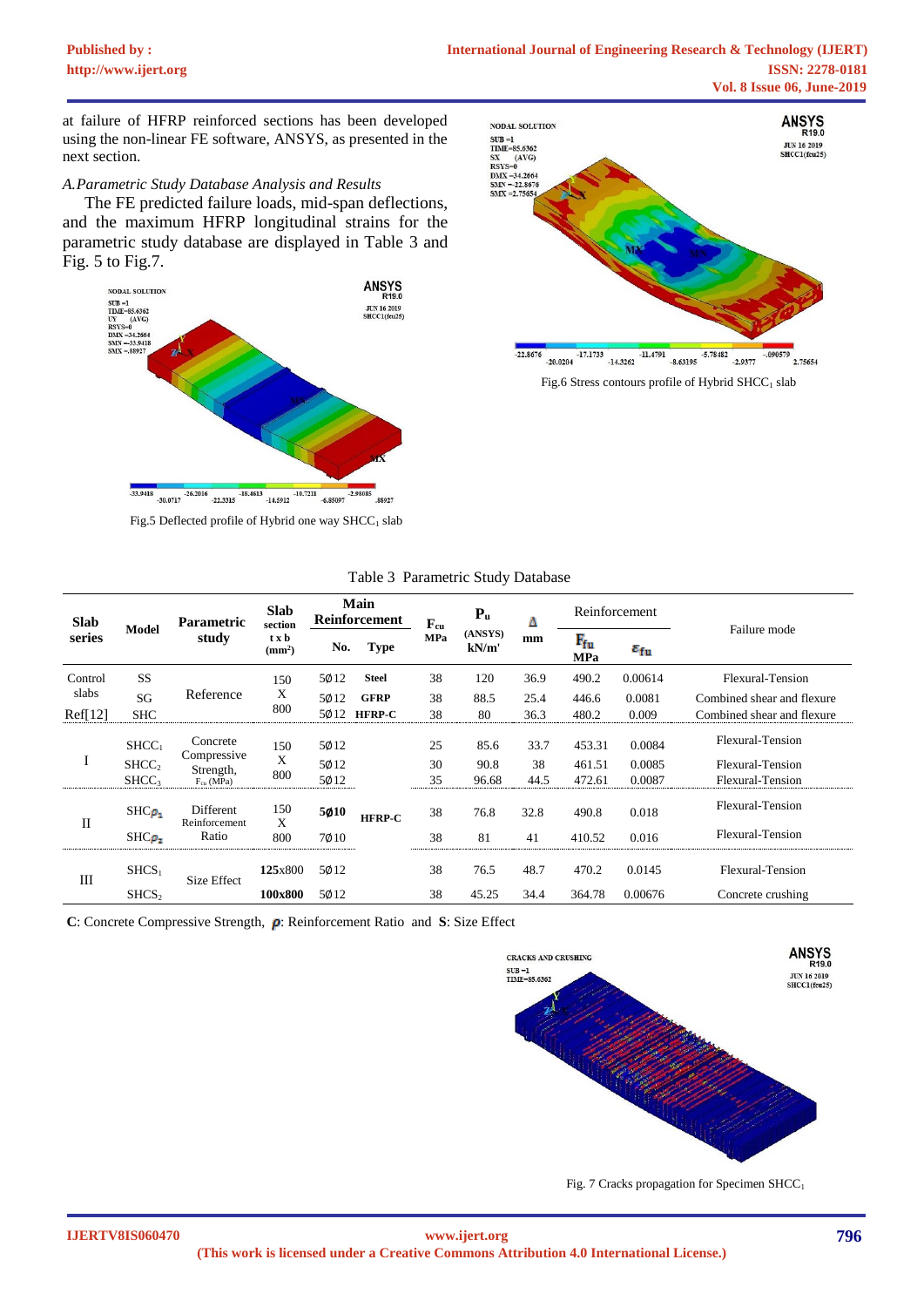at failure of HFRP reinforced sections has been developed using the non-linear FE software, ANSYS, as presented in the next section.

*A.Parametric Study Database Analysis and Results*

The FE predicted failure loads, mid-span deflections, and the maximum HFRP longitudinal strains for the parametric study database are displayed in Table 3 and Fig. 5 to Fig.7.

Fig.5 Deflected profile of Hybrid one way $SHCC_1$ slab

Fig.6 Stress contours profile of Hybrid $SHCC_1$ slab

Table 3 Parametric Study Database

| Slab series | Model | Parametric study | Slab section t x b (mm²) | Main Reinforcement | | $F_{cu}$ MPa | $P_u$ (ANSYS) kN/m' | Δ mm | Reinforcement | | Failure mode |
|---|---|---|---|---|---|---|---|---|---|---|---|
| | | | | No. | Type | | | | $F_{fu}$ MPa | $\varepsilon_{fu}$ | |
| Control slabs | SS | Reference | 150 X 800 | 5Ø12 | Steel | 38 | 120 | 36.9 | 490.2 | 0.00614 | Flexural-Tension |
| | SG | | | 5Ø12 | GFRP | 38 | 88.5 | 25.4 | 446.6 | 0.0081 | Combined shear and flexure |
| Ref[12] | SHC | | | 5Ø12 | HFRP-C | 38 | 80 | 36.3 | 480.2 | 0.009 | Combined shear and flexure |
| I | $SHCC_1$ | Concrete Compressive Strength, $F_{cu}$ (MPa) | 150 X 800 | 5Ø12 | HFRP-C | 25 | 85.6 | 33.7 | 453.31 | 0.0084 | Flexural-Tension |
| | $SHCC_2$ | | | 5Ø12 | | 30 | 90.8 | 38 | 461.51 | 0.0085 | Flexural-Tension |
| | $SHCC_3$ | | | 5Ø12 | | 35 | 96.68 | 44.5 | 472.61 | 0.0087 | Flexural-Tension |
| II | $SHC\rho_1$ | Different Reinforcement Ratio | 150 X 800 | 5Ø10 | | 38 | 76.8 | 32.8 | 490.8 | 0.018 | Flexural-Tension |
| | $SHC\rho_2$ | | | 7Ø10 | | 38 | 81 | 41 | 410.52 | 0.016 | Flexural-Tension |
| III | $SHCS_1$ | Size Effect | 125x800 | 5Ø12 | | 38 | 76.5 | 48.7 | 470.2 | 0.0145 | Flexural-Tension |
| | $SHCS_2$ | | 100x800 | 5Ø12 | | 38 | 45.25 | 34.4 | 364.78 | 0.00676 | Concrete crushing |

**C**: Concrete Compressive Strength, $\rho$: Reinforcement Ratio and **S**: Size Effect

Fig. 7 Cracks propagation for Specimen $SHCC_1$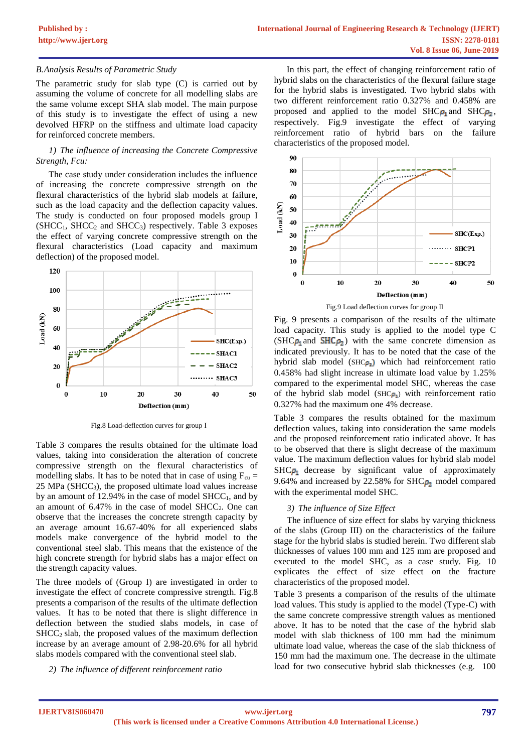### *B. Analysis Results of Parametric Study*

The parametric study for slab type (C) is carried out by assuming the volume of concrete for all modelling slabs are the same volume except SHA slab model. The main purpose of this study is to investigate the effect of using a new devolved HFRP on the stiffness and ultimate load capacity for reinforced concrete members.

*1) The influence of increasing the Concrete Compressive Strength, Fcu:*

The case study under consideration includes the influence of increasing the concrete compressive strength on the flexural characteristics of the hybrid slab models at failure, such as the load capacity and the deflection capacity values. The study is conducted on four proposed models group I ($SHCC_1$, $SHCC_2$ and $SHCC_3$) respectively. Table 3 exposes the effect of varying concrete compressive strength on the flexural characteristics (Load capacity and maximum deflection) of the proposed model.

Fig.8 Load-deflection curves for group I

Table 3 compares the results obtained for the ultimate load values, taking into consideration the alteration of concrete compressive strength on the flexural characteristics of modelling slabs. It has to be noted that in case of using $F_{cu}$ = 25 MPa ($SHCC_3$), the proposed ultimate load values increase by an amount of 12.94% in the case of model $SHCC_1$, and by an amount of 6.47% in the case of model $SHCC_2$. One can observe that the increases the concrete strength capacity by an average amount 16.67-40% for all experienced slabs models make convergence of the hybrid model to the conventional steel slab. This means that the existence of the high concrete strength for hybrid slabs has a major effect on the strength capacity values.

The three models of (Group I) are investigated in order to investigate the effect of concrete compressive strength. Fig.8 presents a comparison of the results of the ultimate deflection values. It has to be noted that there is slight difference in deflection between the studied slabs models, in case of $SHCC_2$ slab, the proposed values of the maximum deflection increase by an average amount of 2.98-20.6% for all hybrid slabs models compared with the conventional steel slab.

*2) The influence of different reinforcement ratio*

In this part, the effect of changing reinforcement ratio of hybrid slabs on the characteristics of the flexural failure stage for the hybrid slabs is investigated. Two hybrid slabs with two different reinforcement ratio 0.327% and 0.458% are proposed and applied to the model $SHC\rho_1$ and $SHC\rho_2$, respectively. Fig.9 investigate the effect of varying reinforcement ratio of hybrid bars on the failure characteristics of the proposed model.

Fig.9 Load deflection curves for group II

Fig. 9 presents a comparison of the results of the ultimate load capacity. This study is applied to the model type C ($SHC\rho_1$ and $SHC\rho_2$) with the same concrete dimension as indicated previously. It has to be noted that the case of the hybrid slab model ($SHC\rho_2$) which had reinforcement ratio 0.458% had slight increase in ultimate load value by 1.25% compared to the experimental model SHC, whereas the case of the hybrid slab model ($SHC\rho_1$) with reinforcement ratio 0.327% had the maximum one 4% decrease.

Table 3 compares the results obtained for the maximum deflection values, taking into consideration the same models and the proposed reinforcement ratio indicated above. It has to be observed that there is slight decrease of the maximum value. The maximum deflection values for hybrid slab model $SHC\rho_1$ decrease by significant value of approximately 9.64% and increased by 22.58% for $SHC\rho_2$ model compared with the experimental model SHC.

*3) The influence of Size Effect*

The influence of size effect for slabs by varying thickness of the slabs (Group III) on the characteristics of the failure stage for the hybrid slabs is studied herein. Two different slab thicknesses of values 100 mm and 125 mm are proposed and executed to the model SHC, as a case study. Fig. 10 explicates the effect of size effect on the fracture characteristics of the proposed model.

Table 3 presents a comparison of the results of the ultimate load values. This study is applied to the model (Type-C) with the same concrete compressive strength values as mentioned above. It has to be noted that the case of the hybrid slab model with slab thickness of 100 mm had the minimum ultimate load value, whereas the case of the slab thickness of 150 mm had the maximum one. The decrease in the ultimate load for two consecutive hybrid slab thicknesses (e.g. 100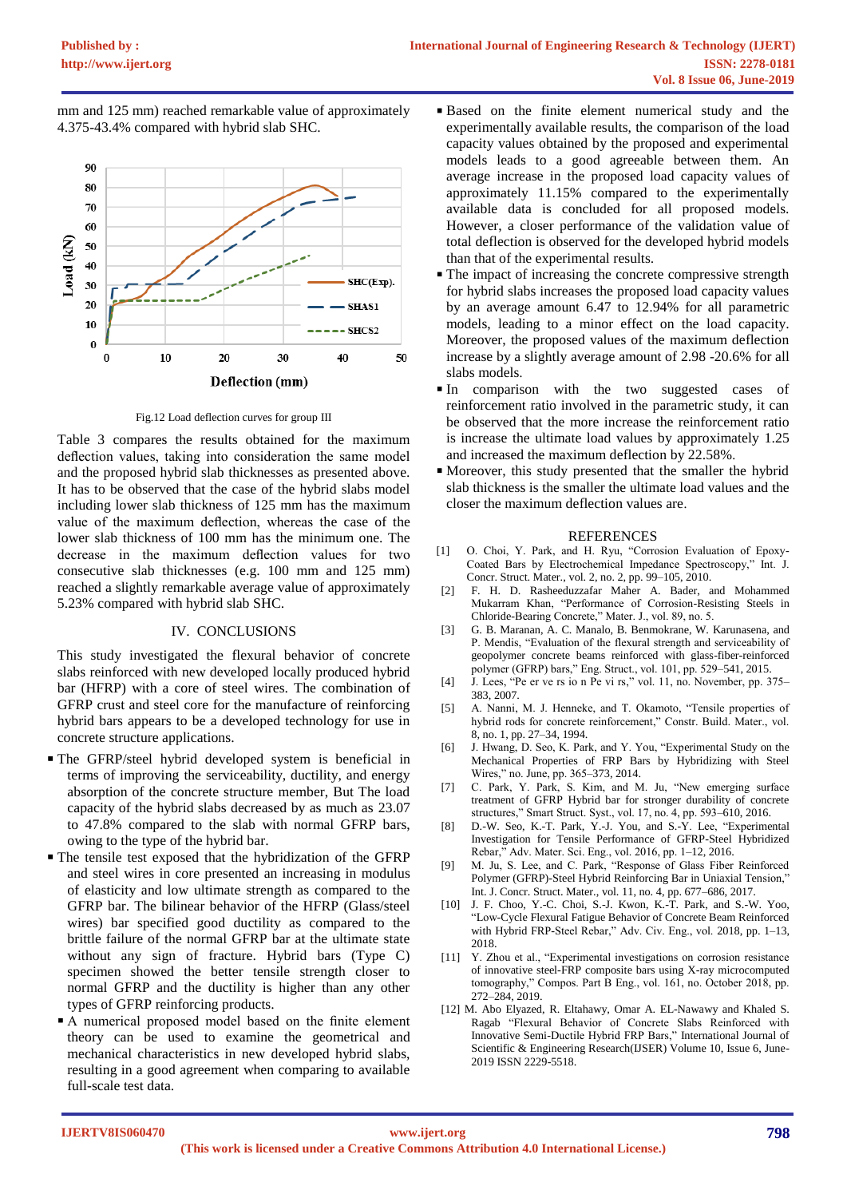mm and 125 mm) reached remarkable value of approximately 4.375-43.4% compared with hybrid slab SHC.

Fig.12 Load deflection curves for group III

Table 3 compares the results obtained for the maximum deflection values, taking into consideration the same model and the proposed hybrid slab thicknesses as presented above. It has to be observed that the case of the hybrid slabs model including lower slab thickness of 125 mm has the maximum value of the maximum deflection, whereas the case of the lower slab thickness of 100 mm has the minimum one. The decrease in the maximum deflection values for two consecutive slab thicknesses (e.g. 100 mm and 125 mm) reached a slightly remarkable average value of approximately 5.23% compared with hybrid slab SHC.

## IV. CONCLUSIONS

This study investigated the flexural behavior of concrete slabs reinforced with new developed locally produced hybrid bar (HFRP) with a core of steel wires. The combination of GFRP crust and steel core for the manufacture of reinforcing hybrid bars appears to be a developed technology for use in concrete structure applications.

- The GFRP/steel hybrid developed system is beneficial in terms of improving the serviceability, ductility, and energy absorption of the concrete structure member, But The load capacity of the hybrid slabs decreased by as much as 23.07 to 47.8% compared to the slab with normal GFRP bars, owing to the type of the hybrid bar.
- The tensile test exposed that the hybridization of the GFRP and steel wires in core presented an increasing in modulus of elasticity and low ultimate strength as compared to the GFRP bar. The bilinear behavior of the HFRP (Glass/steel wires) bar specified good ductility as compared to the brittle failure of the normal GFRP bar at the ultimate state without any sign of fracture. Hybrid bars (Type C) specimen showed the better tensile strength closer to normal GFRP and the ductility is higher than any other types of GFRP reinforcing products.
- A numerical proposed model based on the finite element theory can be used to examine the geometrical and mechanical characteristics in new developed hybrid slabs, resulting in a good agreement when comparing to available full-scale test data.
- Based on the finite element numerical study and the experimentally available results, the comparison of the load capacity values obtained by the proposed and experimental models leads to a good agreeable between them. An average increase in the proposed load capacity values of approximately 11.15% compared to the experimentally available data is concluded for all proposed models. However, a closer performance of the validation value of total deflection is observed for the developed hybrid models than that of the experimental results.
- The impact of increasing the concrete compressive strength for hybrid slabs increases the proposed load capacity values by an average amount 6.47 to 12.94% for all parametric models, leading to a minor effect on the load capacity. Moreover, the proposed values of the maximum deflection increase by a slightly average amount of 2.98 -20.6% for all slabs models.
- In comparison with the two suggested cases of reinforcement ratio involved in the parametric study, it can be observed that the more increase the reinforcement ratio is increase the ultimate load values by approximately 1.25 and increased the maximum deflection by 22.58%.
- Moreover, this study presented that the smaller the hybrid slab thickness is the smaller the ultimate load values and the closer the maximum deflection values are.

## REFERENCES

[1] O. Choi, Y. Park, and H. Ryu, "Corrosion Evaluation of Epoxy-Coated Bars by Electrochemical Impedance Spectroscopy," Int. J. Concr. Struct. Mater., vol. 2, no. 2, pp. 99–105, 2010.

[2] F. H. D. Rasheeduzzafar Maher A. Bader, and Mohammed Mukarram Khan, "Performance of Corrosion-Resisting Steels in Chloride-Bearing Concrete," Mater. J., vol. 89, no. 5.

[3] G. B. Maranan, A. C. Manalo, B. Benmokrane, W. Karunasena, and P. Mendis, "Evaluation of the flexural strength and serviceability of geopolymer concrete beams reinforced with glass-fiber-reinforced polymer (GFRP) bars," Eng. Struct., vol. 101, pp. 529–541, 2015.

[4] J. Lees, "Pe er ve rs io n Pe vi rs," vol. 11, no. November, pp. 375–383, 2007.

[5] A. Nanni, M. J. Henneke, and T. Okamoto, "Tensile properties of hybrid rods for concrete reinforcement," Constr. Build. Mater., vol. 8, no. 1, pp. 27–34, 1994.

[6] J. Hwang, D. Seo, K. Park, and Y. You, "Experimental Study on the Mechanical Properties of FRP Bars by Hybridizing with Steel Wires," no. June, pp. 365–373, 2014.

[7] C. Park, Y. Park, S. Kim, and M. Ju, "New emerging surface treatment of GFRP Hybrid bar for stronger durability of concrete structures," Smart Struct. Syst., vol. 17, no. 4, pp. 593–610, 2016.

[8] D.-W. Seo, K.-T. Park, Y.-J. You, and S.-Y. Lee, "Experimental Investigation for Tensile Performance of GFRP-Steel Hybridized Rebar," Adv. Mater. Sci. Eng., vol. 2016, pp. 1–12, 2016.

[9] M. Ju, S. Lee, and C. Park, "Response of Glass Fiber Reinforced Polymer (GFRP)-Steel Hybrid Reinforcing Bar in Uniaxial Tension," Int. J. Concr. Struct. Mater., vol. 11, no. 4, pp. 677–686, 2017.

[10] J. F. Choo, Y.-C. Choi, S.-J. Kwon, K.-T. Park, and S.-W. Yoo, "Low-Cycle Flexural Fatigue Behavior of Concrete Beam Reinforced with Hybrid FRP-Steel Rebar," Adv. Civ. Eng., vol. 2018, pp. 1–13, 2018.

[11] Y. Zhou et al., "Experimental investigations on corrosion resistance of innovative steel-FRP composite bars using X-ray microcomputed tomography," Compos. Part B Eng., vol. 161, no. October 2018, pp. 272–284, 2019.

[12] M. Abo Elyazed, R. Eltahawy, Omar A. EL-Nawawy and Khaled S. Ragab "Flexural Behavior of Concrete Slabs Reinforced with Innovative Semi-Ductile Hybrid FRP Bars," International Journal of Scientific & Engineering Research(IJSER) Volume 10, Issue 6, June-2019 ISSN 2229-5518.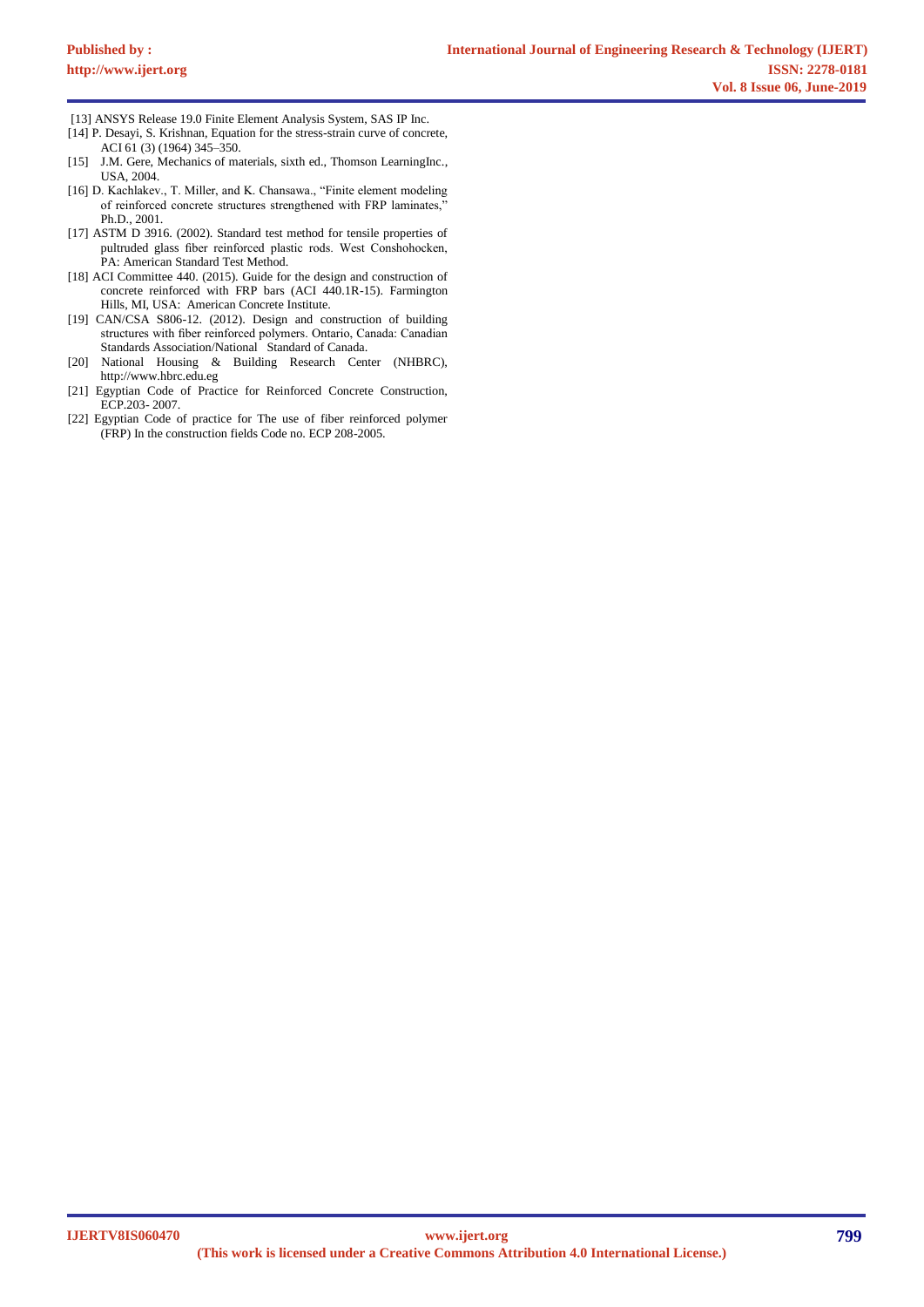[13] ANSYS Release 19.0 Finite Element Analysis System, SAS IP Inc.

[14] P. Desayi, S. Krishnan, Equation for the stress-strain curve of concrete, ACI 61 (3) (1964) 345–350.

[15] J.M. Gere, Mechanics of materials, sixth ed., Thomson LearningInc., USA, 2004.

[16] D. Kachlakev., T. Miller, and K. Chansawa., "Finite element modeling of reinforced concrete structures strengthened with FRP laminates," Ph.D., 2001.

[17] ASTM D 3916. (2002). Standard test method for tensile properties of pultruded glass fiber reinforced plastic rods. West Conshohocken, PA: American Standard Test Method.

[18] ACI Committee 440. (2015). Guide for the design and construction of concrete reinforced with FRP bars (ACI 440.1R-15). Farmington Hills, MI, USA: American Concrete Institute.

[19] CAN/CSA S806-12. (2012). Design and construction of building structures with fiber reinforced polymers. Ontario, Canada: Canadian Standards Association/National Standard of Canada.

[20] National Housing & Building Research Center (NHBRC), http://www.hbrc.edu.eg

[21] Egyptian Code of Practice for Reinforced Concrete Construction, ECP.203- 2007.

[22] Egyptian Code of practice for The use of fiber reinforced polymer (FRP) In the construction fields Code no. ECP 208-2005.